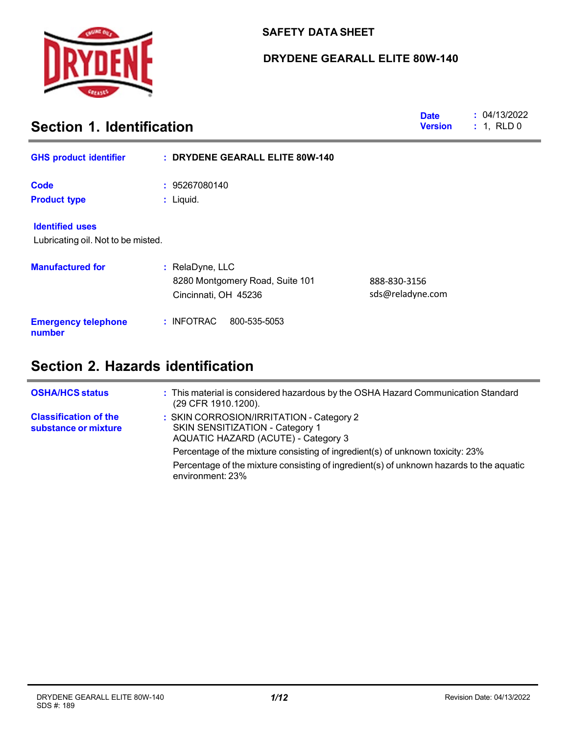# SAFETY DATA SHEET

## DRYDENE GEARALL ELITE 80W-140

## Section 1. Identification

**Date** : 04/13/2022
**Version** : 1, RLD 0

**GHS product identifier** : **DRYDENE GEARALL ELITE 80W-140**

**Code** : 95267080140

**Product type** : Liquid.

**Identified uses**

Lubricating oil. Not to be misted.

**Manufactured for** : RelaDyne, LLC
8280 Montgomery Road, Suite 101
Cincinnati, OH 45236

888-830-3156
sds@reladyne.com

**Emergency telephone number** : INFOTRAC 800-535-5053

## Section 2. Hazards identification

**OSHA/HCS status** : This material is considered hazardous by the OSHA Hazard Communication Standard (29 CFR 1910.1200).

**Classification of the substance or mixture** : SKIN CORROSION/IRRITATION - Category 2
SKIN SENSITIZATION - Category 1
AQUATIC HAZARD (ACUTE) - Category 3

Percentage of the mixture consisting of ingredient(s) of unknown toxicity: 23%

Percentage of the mixture consisting of ingredient(s) of unknown hazards to the aquatic environment: 23%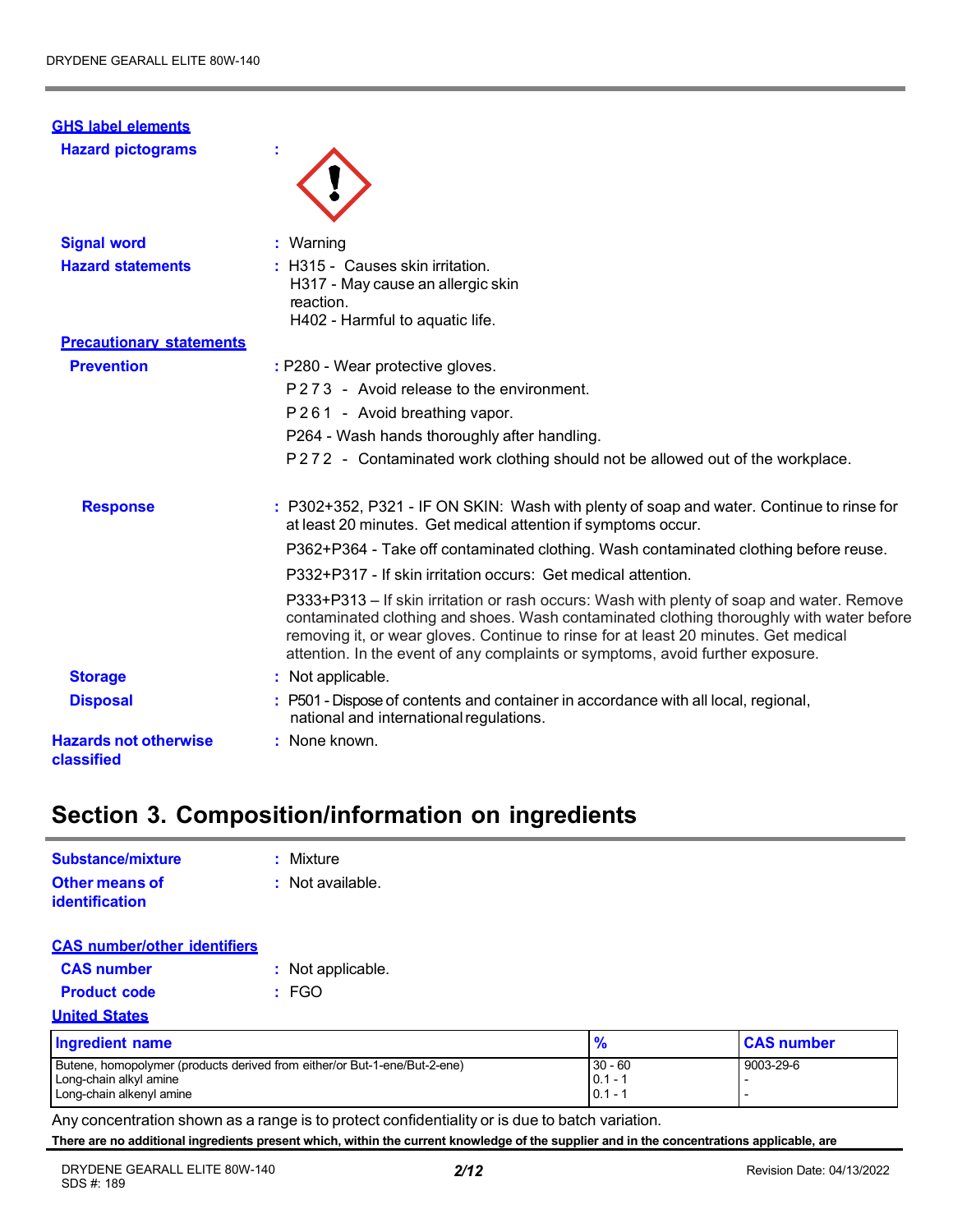**GHS label elements**

**Hazard pictograms** :

**Signal word** : Warning

**Hazard statements** : H315 - Causes skin irritation.
H317 - May cause an allergic skin reaction.
H402 - Harmful to aquatic life.

**Precautionary statements**

**Prevention** : P280 - Wear protective gloves.
P273 - Avoid release to the environment.
P261 - Avoid breathing vapor.
P264 - Wash hands thoroughly after handling.
P272 - Contaminated work clothing should not be allowed out of the workplace.

**Response** : P302+352, P321 - IF ON SKIN: Wash with plenty of soap and water. Continue to rinse for at least 20 minutes. Get medical attention if symptoms occur.
P362+P364 - Take off contaminated clothing. Wash contaminated clothing before reuse.
P332+P317 - If skin irritation occurs: Get medical attention.
P333+P313 – If skin irritation or rash occurs: Wash with plenty of soap and water. Remove contaminated clothing and shoes. Wash contaminated clothing thoroughly with water before removing it, or wear gloves. Continue to rinse for at least 20 minutes. Get medical attention. In the event of any complaints or symptoms, avoid further exposure.

**Storage** : Not applicable.

**Disposal** : P501 - Dispose of contents and container in accordance with all local, regional, national and international regulations.

**Hazards not otherwise classified** : None known.

# Section 3. Composition/information on ingredients

**Substance/mixture** : Mixture

**Other means of identification** : Not available.

**CAS number/other identifiers**

**CAS number** : Not applicable.

**Product code** : FGO

**United States**

| Ingredient name | % | CAS number |
|---|---|---|
| Butene, homopolymer (products derived from either/or But-1-ene/But-2-ene) | 30 - 60 | 9003-29-6 |
| Long-chain alkyl amine | 0.1 - 1 | - |
| Long-chain alkenyl amine | 0.1 - 1 | - |

Any concentration shown as a range is to protect confidentiality or is due to batch variation.

**There are no additional ingredients present which, within the current knowledge of the supplier and in the concentrations applicable, are**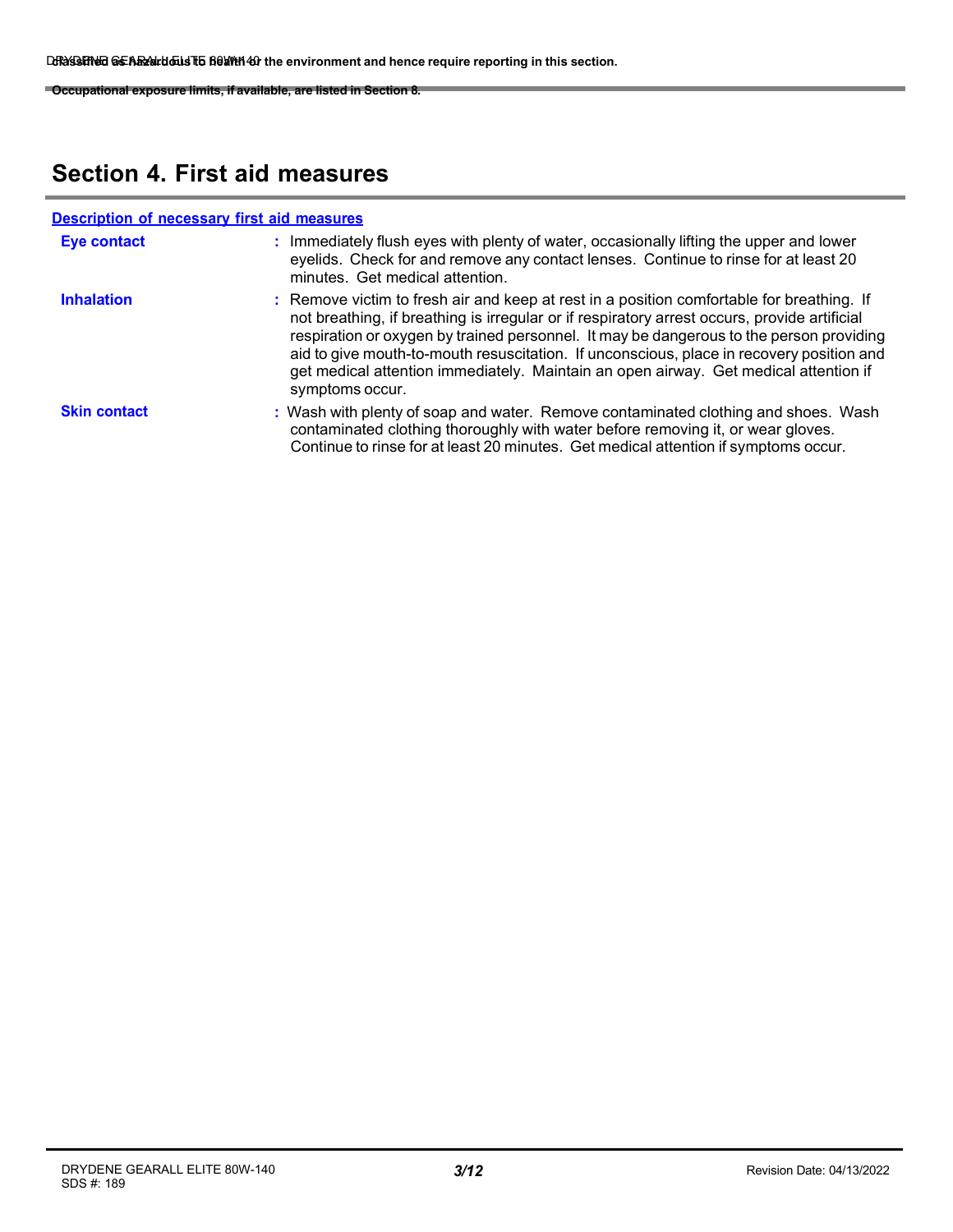classified as hazardous to health or the environment and hence require reporting in this section.

Occupational exposure limits, if available, are listed in Section 8.

## Section 4. First aid measures

**Description of necessary first aid measures**

**Eye contact** : Immediately flush eyes with plenty of water, occasionally lifting the upper and lower eyelids. Check for and remove any contact lenses. Continue to rinse for at least 20 minutes. Get medical attention.

**Inhalation** : Remove victim to fresh air and keep at rest in a position comfortable for breathing. If not breathing, if breathing is irregular or if respiratory arrest occurs, provide artificial respiration or oxygen by trained personnel. It may be dangerous to the person providing aid to give mouth-to-mouth resuscitation. If unconscious, place in recovery position and get medical attention immediately. Maintain an open airway. Get medical attention if symptoms occur.

**Skin contact** : Wash with plenty of soap and water. Remove contaminated clothing and shoes. Wash contaminated clothing thoroughly with water before removing it, or wear gloves. Continue to rinse for at least 20 minutes. Get medical attention if symptoms occur.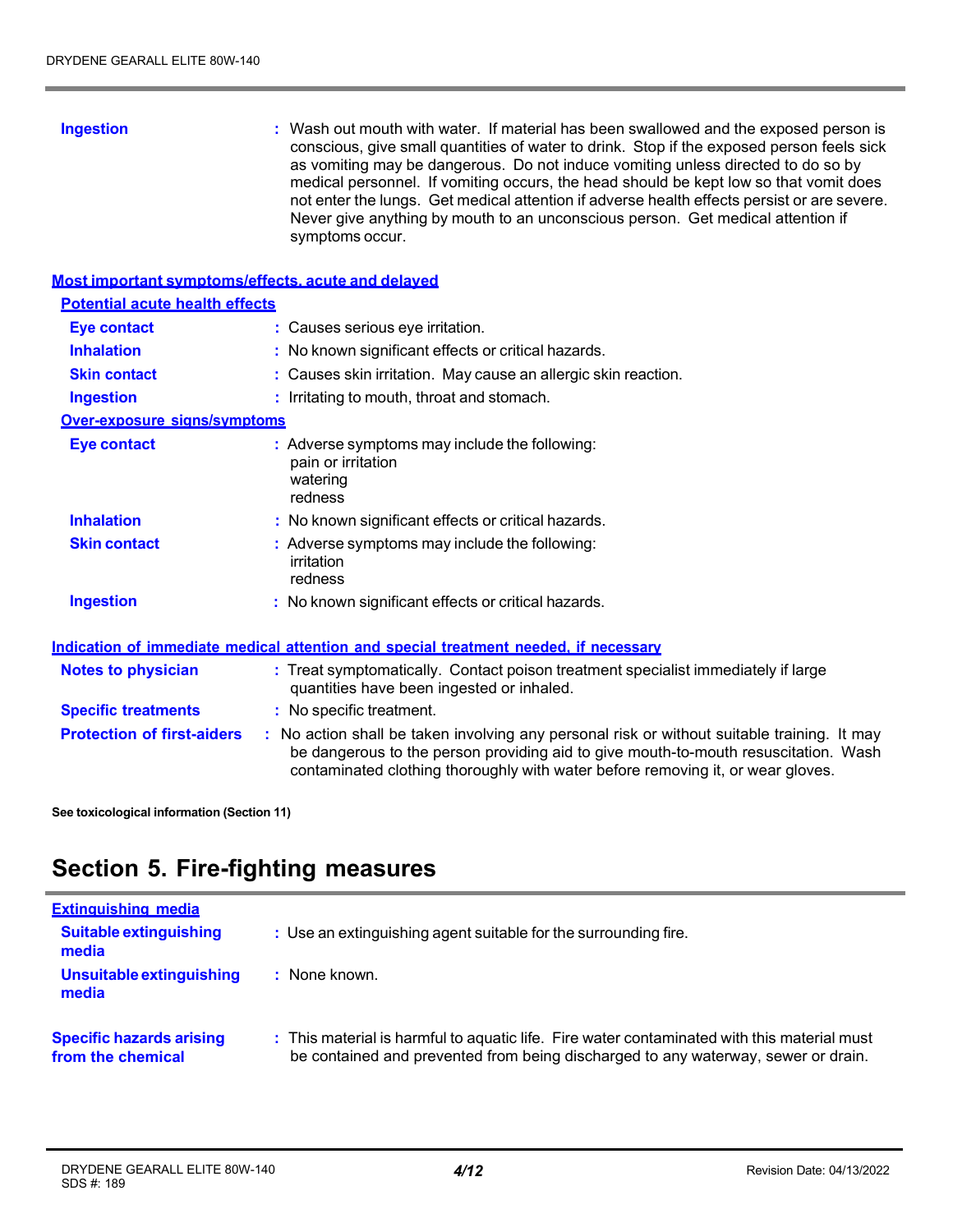**Ingestion** : Wash out mouth with water. If material has been swallowed and the exposed person is conscious, give small quantities of water to drink. Stop if the exposed person feels sick as vomiting may be dangerous. Do not induce vomiting unless directed to do so by medical personnel. If vomiting occurs, the head should be kept low so that vomit does not enter the lungs. Get medical attention if adverse health effects persist or are severe. Never give anything by mouth to an unconscious person. Get medical attention if symptoms occur.

### Most important symptoms/effects, acute and delayed

**Potential acute health effects**

**Eye contact** : Causes serious eye irritation.

**Inhalation** : No known significant effects or critical hazards.

**Skin contact** : Causes skin irritation. May cause an allergic skin reaction.

**Ingestion** : Irritating to mouth, throat and stomach.

**Over-exposure signs/symptoms**

**Eye contact** : Adverse symptoms may include the following:
pain or irritation
watering
redness

**Inhalation** : No known significant effects or critical hazards.

**Skin contact** : Adverse symptoms may include the following:
irritation
redness

**Ingestion** : No known significant effects or critical hazards.

### Indication of immediate medical attention and special treatment needed, if necessary

**Notes to physician** : Treat symptomatically. Contact poison treatment specialist immediately if large quantities have been ingested or inhaled.

**Specific treatments** : No specific treatment.

**Protection of first-aiders** : No action shall be taken involving any personal risk or without suitable training. It may be dangerous to the person providing aid to give mouth-to-mouth resuscitation. Wash contaminated clothing thoroughly with water before removing it, or wear gloves.

**See toxicological information (Section 11)**

# Section 5. Fire-fighting measures

### Extinguishing media

**Suitable extinguishing media** : Use an extinguishing agent suitable for the surrounding fire.

**Unsuitable extinguishing media** : None known.

**Specific hazards arising from the chemical** : This material is harmful to aquatic life. Fire water contaminated with this material must be contained and prevented from being discharged to any waterway, sewer or drain.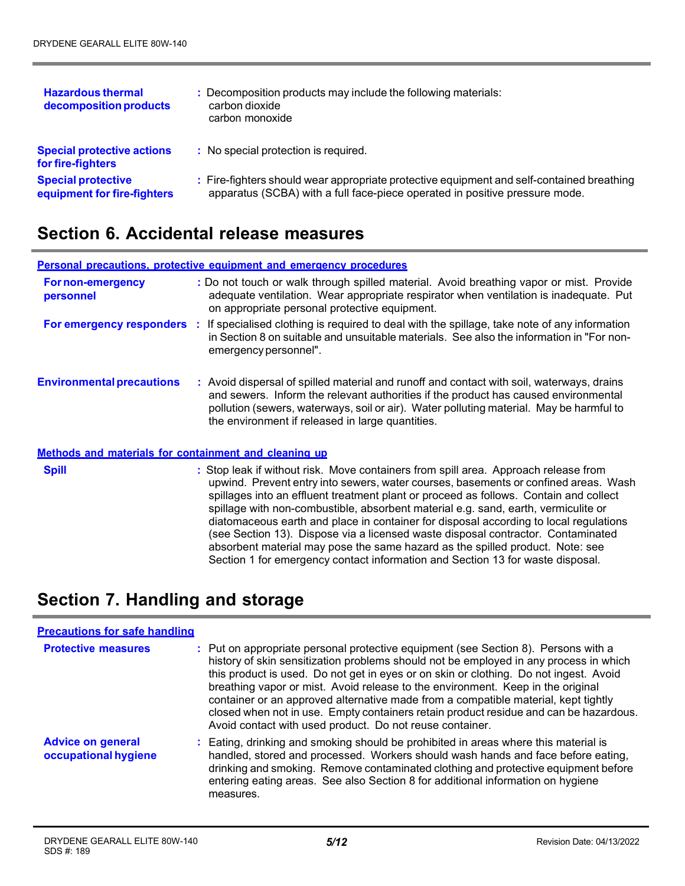| | |
|---|---|
| **Hazardous thermal decomposition products** | : Decomposition products may include the following materials:<br>carbon dioxide<br>carbon monoxide |
| **Special protective actions for fire-fighters** | : No special protection is required. |
| **Special protective equipment for fire-fighters** | : Fire-fighters should wear appropriate protective equipment and self-contained breathing apparatus (SCBA) with a full face-piece operated in positive pressure mode. |

## Section 6. Accidental release measures

**Personal precautions, protective equipment and emergency procedures**

| | |
|---|---|
| **For non-emergency personnel** | : Do not touch or walk through spilled material. Avoid breathing vapor or mist. Provide adequate ventilation. Wear appropriate respirator when ventilation is inadequate. Put on appropriate personal protective equipment. |
| **For emergency responders** | : If specialised clothing is required to deal with the spillage, take note of any information in Section 8 on suitable and unsuitable materials. See also the information in "For non-emergency personnel". |
| **Environmental precautions** | : Avoid dispersal of spilled material and runoff and contact with soil, waterways, drains and sewers. Inform the relevant authorities if the product has caused environmental pollution (sewers, waterways, soil or air). Water polluting material. May be harmful to the environment if released in large quantities. |

**Methods and materials for containment and cleaning up**

| | |
|---|---|
| **Spill** | : Stop leak if without risk. Move containers from spill area. Approach release from upwind. Prevent entry into sewers, water courses, basements or confined areas. Wash spillages into an effluent treatment plant or proceed as follows. Contain and collect spillage with non-combustible, absorbent material e.g. sand, earth, vermiculite or diatomaceous earth and place in container for disposal according to local regulations (see Section 13). Dispose via a licensed waste disposal contractor. Contaminated absorbent material may pose the same hazard as the spilled product. Note: see Section 1 for emergency contact information and Section 13 for waste disposal. |

## Section 7. Handling and storage

**Precautions for safe handling**

| | |
|---|---|
| **Protective measures** | : Put on appropriate personal protective equipment (see Section 8). Persons with a history of skin sensitization problems should not be employed in any process in which this product is used. Do not get in eyes or on skin or clothing. Do not ingest. Avoid breathing vapor or mist. Avoid release to the environment. Keep in the original container or an approved alternative made from a compatible material, kept tightly closed when not in use. Empty containers retain product residue and can be hazardous. Avoid contact with used product. Do not reuse container. |
| **Advice on general occupational hygiene** | : Eating, drinking and smoking should be prohibited in areas where this material is handled, stored and processed. Workers should wash hands and face before eating, drinking and smoking. Remove contaminated clothing and protective equipment before entering eating areas. See also Section 8 for additional information on hygiene measures. |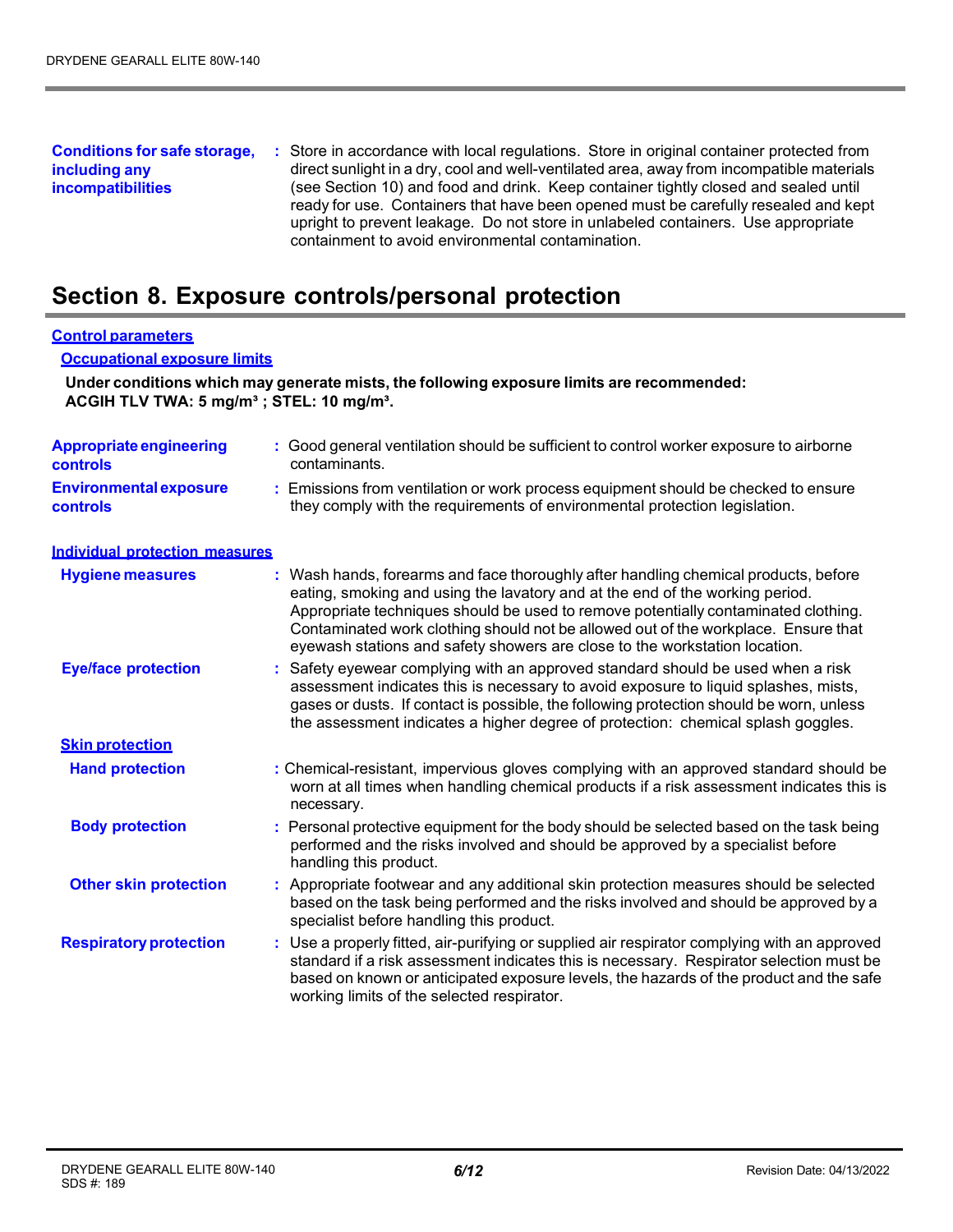**Conditions for safe storage, including any incompatibilities** : Store in accordance with local regulations. Store in original container protected from direct sunlight in a dry, cool and well-ventilated area, away from incompatible materials (see Section 10) and food and drink. Keep container tightly closed and sealed until ready for use. Containers that have been opened must be carefully resealed and kept upright to prevent leakage. Do not store in unlabeled containers. Use appropriate containment to avoid environmental contamination.

## Section 8. Exposure controls/personal protection

### Control parameters

#### Occupational exposure limits

**Under conditions which may generate mists, the following exposure limits are recommended:**
**ACGIH TLV TWA: 5 mg/m³ ; STEL: 10 mg/m³.**

**Appropriate engineering controls** : Good general ventilation should be sufficient to control worker exposure to airborne contaminants.

**Environmental exposure controls** : Emissions from ventilation or work process equipment should be checked to ensure they comply with the requirements of environmental protection legislation.

### Individual protection measures

**Hygiene measures** : Wash hands, forearms and face thoroughly after handling chemical products, before eating, smoking and using the lavatory and at the end of the working period. Appropriate techniques should be used to remove potentially contaminated clothing. Contaminated work clothing should not be allowed out of the workplace. Ensure that eyewash stations and safety showers are close to the workstation location.

**Eye/face protection** : Safety eyewear complying with an approved standard should be used when a risk assessment indicates this is necessary to avoid exposure to liquid splashes, mists, gases or dusts. If contact is possible, the following protection should be worn, unless the assessment indicates a higher degree of protection: chemical splash goggles.

#### Skin protection

**Hand protection** : Chemical-resistant, impervious gloves complying with an approved standard should be worn at all times when handling chemical products if a risk assessment indicates this is necessary.

**Body protection** : Personal protective equipment for the body should be selected based on the task being performed and the risks involved and should be approved by a specialist before handling this product.

**Other skin protection** : Appropriate footwear and any additional skin protection measures should be selected based on the task being performed and the risks involved and should be approved by a specialist before handling this product.

**Respiratory protection** : Use a properly fitted, air-purifying or supplied air respirator complying with an approved standard if a risk assessment indicates this is necessary. Respirator selection must be based on known or anticipated exposure levels, the hazards of the product and the safe working limits of the selected respirator.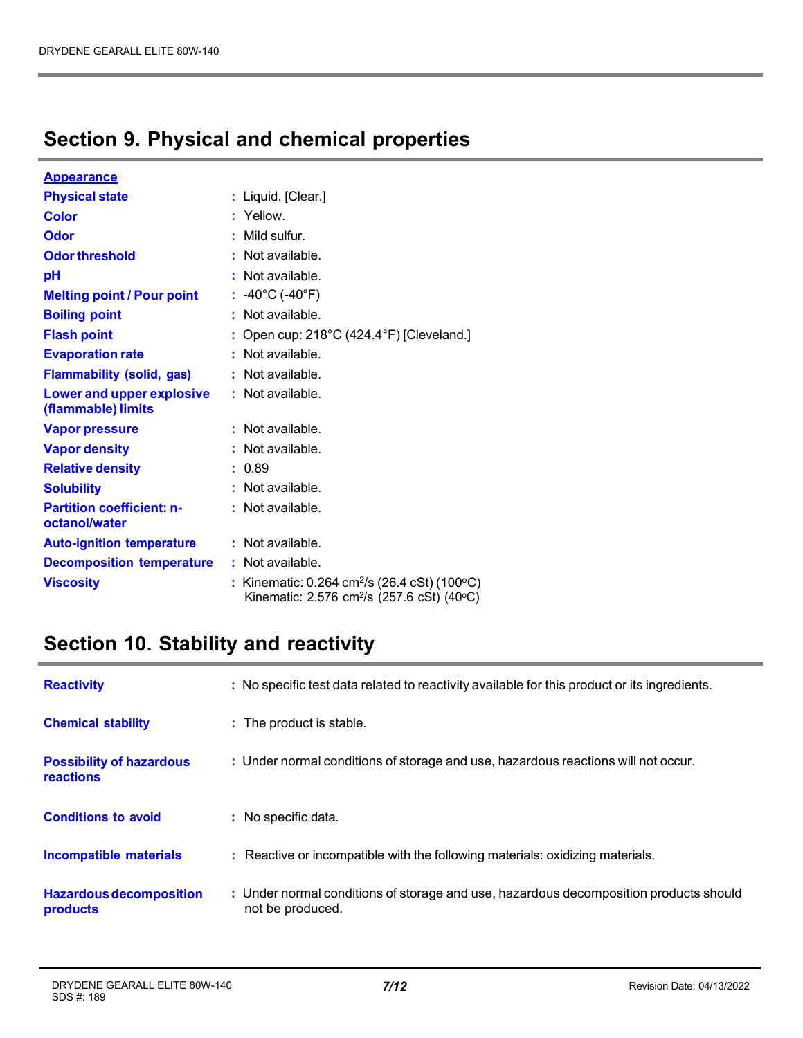## Section 9. Physical and chemical properties

**Appearance**

| | |
|---|---|
| **Physical state** | : Liquid. [Clear.] |
| **Color** | : Yellow. |
| **Odor** | : Mild sulfur. |
| **Odor threshold** | : Not available. |
| **pH** | : Not available. |
| **Melting point / Pour point** | : -40°C (-40°F) |
| **Boiling point** | : Not available. |
| **Flash point** | : Open cup: 218°C (424.4°F) [Cleveland.] |
| **Evaporation rate** | : Not available. |
| **Flammability (solid, gas)** | : Not available. |
| **Lower and upper explosive (flammable) limits** | : Not available. |
| **Vapor pressure** | : Not available. |
| **Vapor density** | : Not available. |
| **Relative density** | : 0.89 |
| **Solubility** | : Not available. |
| **Partition coefficient: n-octanol/water** | : Not available. |
| **Auto-ignition temperature** | : Not available. |
| **Decomposition temperature** | : Not available. |
| **Viscosity** | : Kinematic: 0.264 $cm^2/s$ (26.4 cSt) (100°C)<br>Kinematic: 2.576 $cm^2/s$ (257.6 cSt) (40°C) |

## Section 10. Stability and reactivity

| | |
|---|---|
| **Reactivity** | : No specific test data related to reactivity available for this product or its ingredients. |
| **Chemical stability** | : The product is stable. |
| **Possibility of hazardous reactions** | : Under normal conditions of storage and use, hazardous reactions will not occur. |
| **Conditions to avoid** | : No specific data. |
| **Incompatible materials** | : Reactive or incompatible with the following materials: oxidizing materials. |
| **Hazardous decomposition products** | : Under normal conditions of storage and use, hazardous decomposition products should not be produced. |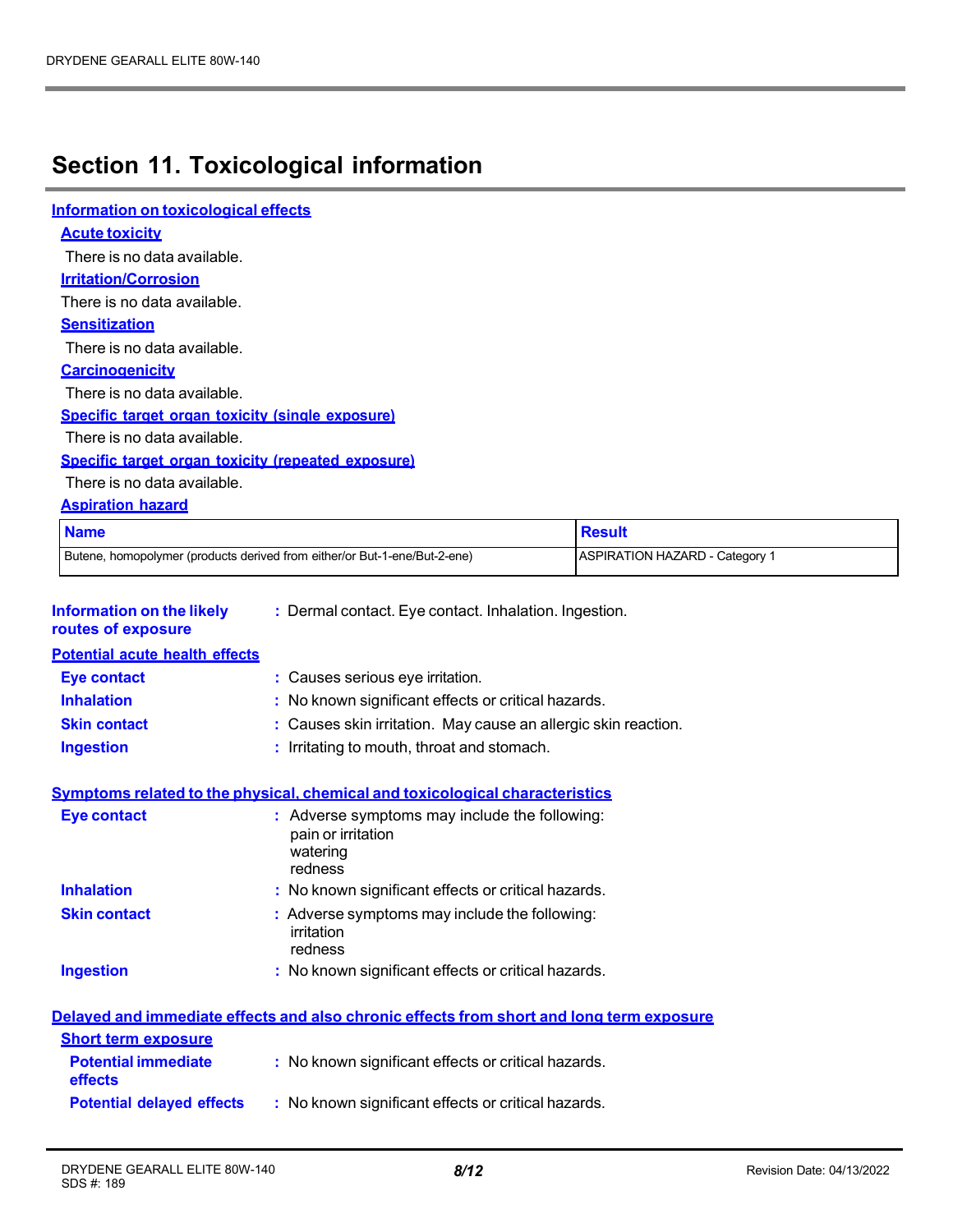## Section 11. Toxicological information

### Information on toxicological effects

#### Acute toxicity

There is no data available.

#### Irritation/Corrosion

There is no data available.

#### Sensitization

There is no data available.

#### Carcinogenicity

There is no data available.

#### Specific target organ toxicity (single exposure)

There is no data available.

#### Specific target organ toxicity (repeated exposure)

There is no data available.

#### Aspiration hazard

| Name | Result |
|---|---|
| Butene, homopolymer (products derived from either/or But-1-ene/But-2-ene) | ASPIRATION HAZARD - Category 1 |

**Information on the likely routes of exposure** : Dermal contact. Eye contact. Inhalation. Ingestion.

### Potential acute health effects

**Eye contact** : Causes serious eye irritation.

**Inhalation** : No known significant effects or critical hazards.

**Skin contact** : Causes skin irritation. May cause an allergic skin reaction.

**Ingestion** : Irritating to mouth, throat and stomach.

### Symptoms related to the physical, chemical and toxicological characteristics

**Eye contact** : Adverse symptoms may include the following:
pain or irritation
watering
redness

**Inhalation** : No known significant effects or critical hazards.

**Skin contact** : Adverse symptoms may include the following:
irritation
redness

**Ingestion** : No known significant effects or critical hazards.

### Delayed and immediate effects and also chronic effects from short and long term exposure

#### Short term exposure

**Potential immediate effects** : No known significant effects or critical hazards.

**Potential delayed effects** : No known significant effects or critical hazards.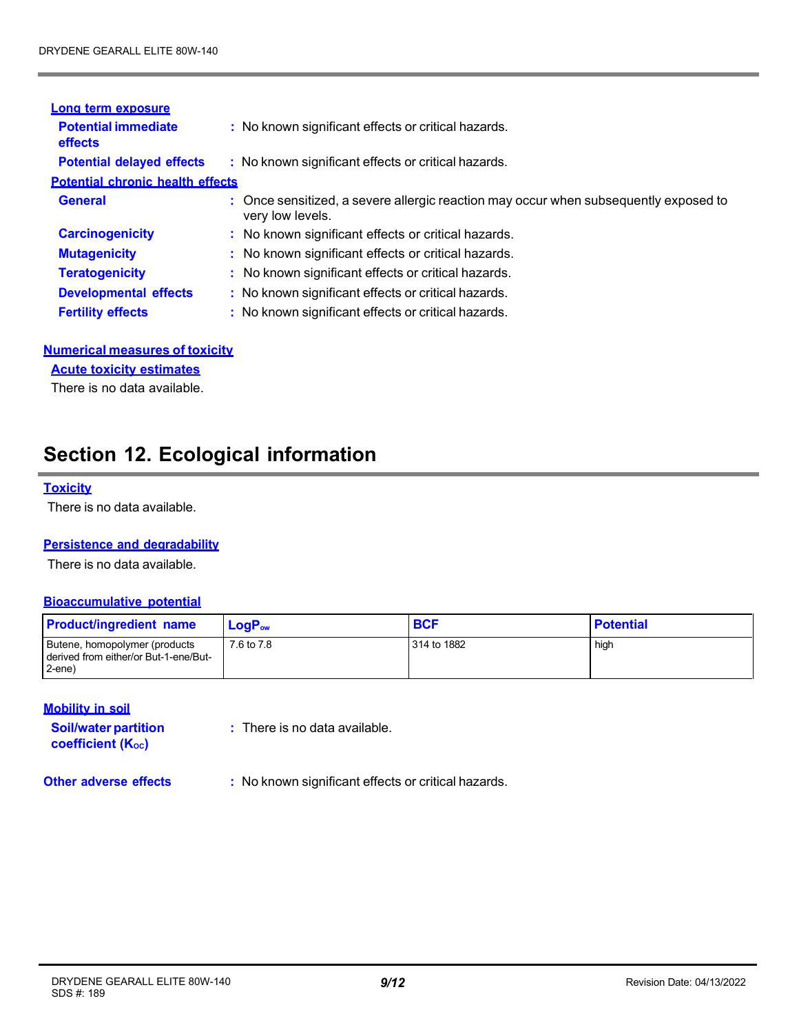### Long term exposure

**Potential immediate effects** : No known significant effects or critical hazards.

**Potential delayed effects** : No known significant effects or critical hazards.

### Potential chronic health effects

**General** : Once sensitized, a severe allergic reaction may occur when subsequently exposed to very low levels.

**Carcinogenicity** : No known significant effects or critical hazards.

**Mutagenicity** : No known significant effects or critical hazards.

**Teratogenicity** : No known significant effects or critical hazards.

**Developmental effects** : No known significant effects or critical hazards.

**Fertility effects** : No known significant effects or critical hazards.

### Numerical measures of toxicity

#### Acute toxicity estimates

There is no data available.

## Section 12. Ecological information

### Toxicity

There is no data available.

### Persistence and degradability

There is no data available.

### Bioaccumulative potential

| Product/ingredient name | $LogP_{ow}$ | BCF | Potential |
|---|---|---|---|
| Butene, homopolymer (products derived from either/or But-1-ene/But-2-ene) | 7.6 to 7.8 | 314 to 1882 | high |

### Mobility in soil

**Soil/water partition coefficient ($K_{OC}$)** : There is no data available.

**Other adverse effects** : No known significant effects or critical hazards.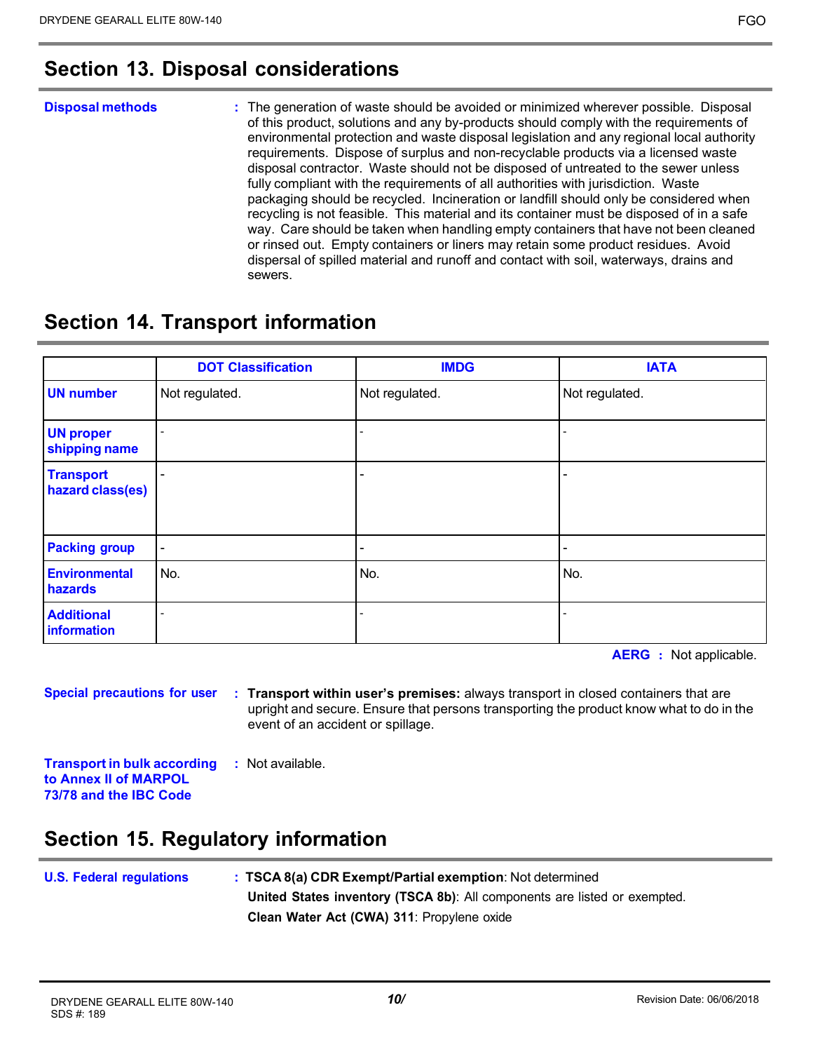## Section 13. Disposal considerations

**Disposal methods** : The generation of waste should be avoided or minimized wherever possible. Disposal of this product, solutions and any by-products should comply with the requirements of environmental protection and waste disposal legislation and any regional local authority requirements. Dispose of surplus and non-recyclable products via a licensed waste disposal contractor. Waste should not be disposed of untreated to the sewer unless fully compliant with the requirements of all authorities with jurisdiction. Waste packaging should be recycled. Incineration or landfill should only be considered when recycling is not feasible. This material and its container must be disposed of in a safe way. Care should be taken when handling empty containers that have not been cleaned or rinsed out. Empty containers or liners may retain some product residues. Avoid dispersal of spilled material and runoff and contact with soil, waterways, drains and sewers.

## Section 14. Transport information

| | DOT Classification | IMDG | IATA |
|---|---|---|---|
| UN number | Not regulated. | Not regulated. | Not regulated. |
| UN proper shipping name | - | - | - |
| Transport hazard class(es) | - | - | - |
| Packing group | - | - | - |
| Environmental hazards | No. | No. | No. |
| Additional information | - | - | - |

**AERG** : Not applicable.

**Special precautions for user** : **Transport within user's premises:** always transport in closed containers that are upright and secure. Ensure that persons transporting the product know what to do in the event of an accident or spillage.

**Transport in bulk according to Annex II of MARPOL 73/78 and the IBC Code** : Not available.

## Section 15. Regulatory information

**U.S. Federal regulations** : **TSCA 8(a) CDR Exempt/Partial exemption**: Not determined

**United States inventory (TSCA 8b)**: All components are listed or exempted.

**Clean Water Act (CWA) 311**: Propylene oxide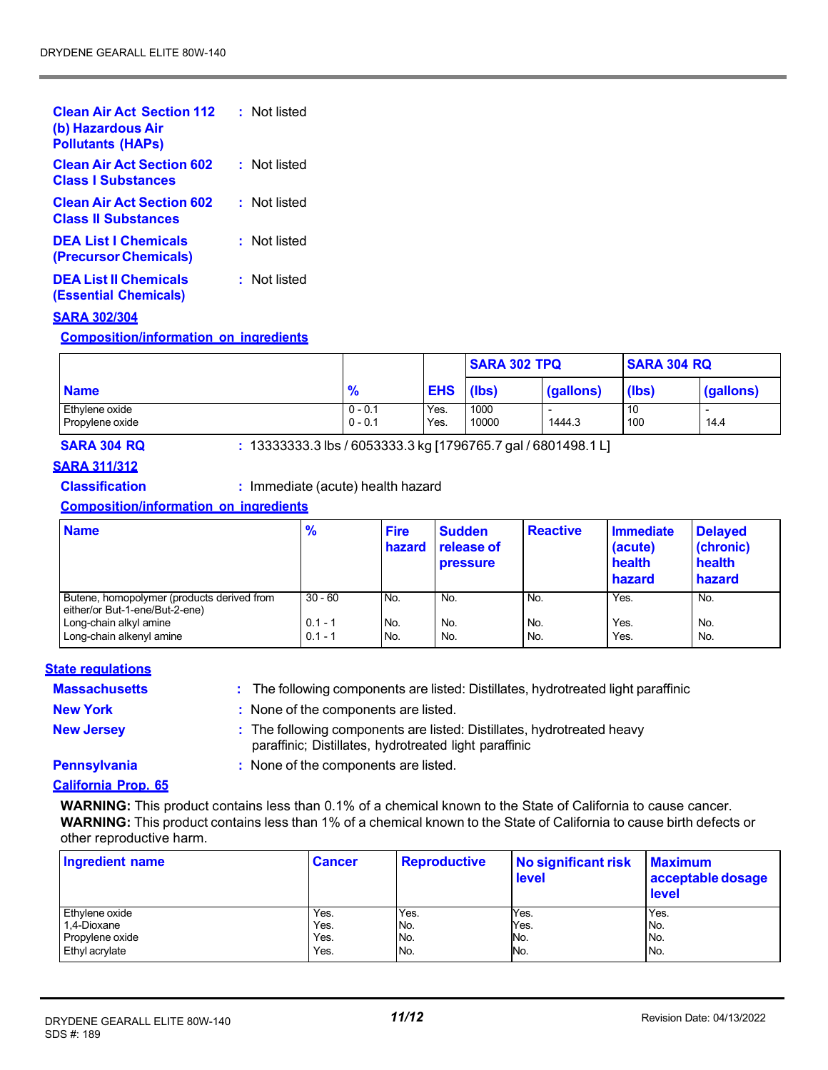**Clean Air Act Section 112 (b) Hazardous Air Pollutants (HAPs)** : Not listed

**Clean Air Act Section 602 Class I Substances** : Not listed

**Clean Air Act Section 602 Class II Substances** : Not listed

**DEA List I Chemicals (Precursor Chemicals)** : Not listed

**DEA List II Chemicals (Essential Chemicals)** : Not listed

**SARA 302/304**

**Composition/information on ingredients**

| Name | % | EHS | SARA 302 TPQ | | SARA 304 RQ | |
|---|---|---|---|---|---|---|
| | | | (lbs) | (gallons) | (lbs) | (gallons) |
| Ethylene oxide | 0 - 0.1 | Yes. | 1000 | - | 10 | - |
| Propylene oxide | 0 - 0.1 | Yes. | 10000 | 1444.3 | 100 | 14.4 |

**SARA 304 RQ** : 13333333.3 lbs / 6053333.3 kg [1796765.7 gal / 6801498.1 L]

**SARA 311/312**

**Classification** : Immediate (acute) health hazard

**Composition/information on ingredients**

| Name | % | Fire hazard | Sudden release of pressure | Reactive | Immediate (acute) health hazard | Delayed (chronic) health hazard |
|---|---|---|---|---|---|---|
| Butene, homopolymer (products derived from either/or But-1-ene/But-2-ene) | 30 - 60 | No. | No. | No. | Yes. | No. |
| Long-chain alkyl amine | 0.1 - 1 | No. | No. | No. | Yes. | No. |
| Long-chain alkenyl amine | 0.1 - 1 | No. | No. | No. | Yes. | No. |

**State regulations**

**Massachusetts** : The following components are listed: Distillates, hydrotreated light paraffinic

**New York** : None of the components are listed.

**New Jersey** : The following components are listed: Distillates, hydrotreated heavy paraffinic; Distillates, hydrotreated light paraffinic

**Pennsylvania** : None of the components are listed.

**California Prop. 65**

**WARNING:** This product contains less than 0.1% of a chemical known to the State of California to cause cancer.
**WARNING:** This product contains less than 1% of a chemical known to the State of California to cause birth defects or other reproductive harm.

| Ingredient name | Cancer | Reproductive | No significant risk level | Maximum acceptable dosage level |
|---|---|---|---|---|
| Ethylene oxide | Yes. | Yes. | Yes. | Yes. |
| 1,4-Dioxane | Yes. | No. | Yes. | No. |
| Propylene oxide | Yes. | No. | No. | No. |
| Ethyl acrylate | Yes. | No. | No. | No. |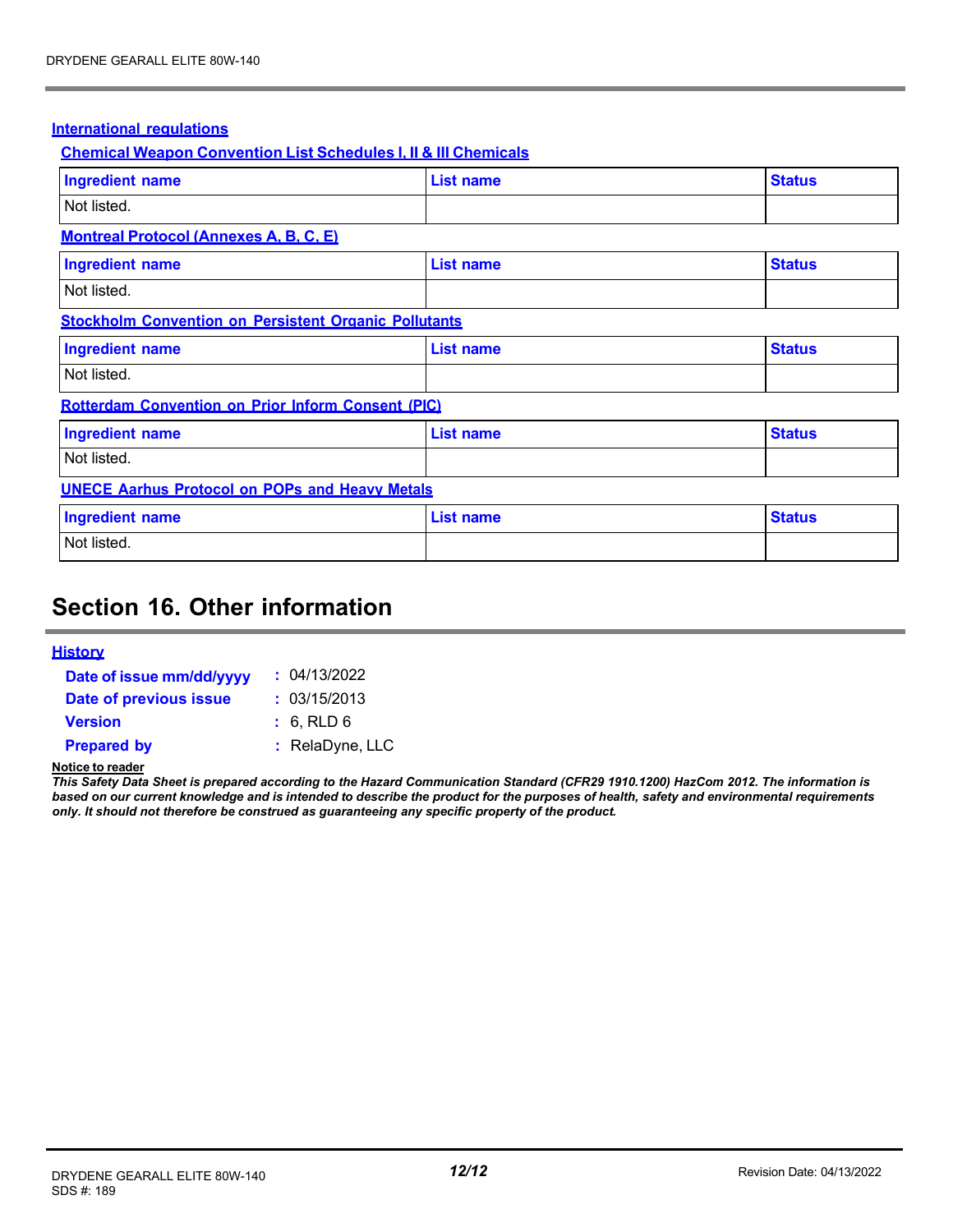### International regulations

#### Chemical Weapon Convention List Schedules I, II & III Chemicals

| Ingredient name | List name | Status |
| --- | --- | --- |
| Not listed. | | |

#### Montreal Protocol (Annexes A, B, C, E)

| Ingredient name | List name | Status |
| --- | --- | --- |
| Not listed. | | |

#### Stockholm Convention on Persistent Organic Pollutants

| Ingredient name | List name | Status |
| --- | --- | --- |
| Not listed. | | |

#### Rotterdam Convention on Prior Inform Consent (PIC)

| Ingredient name | List name | Status |
| --- | --- | --- |
| Not listed. | | |

#### UNECE Aarhus Protocol on POPs and Heavy Metals

| Ingredient name | List name | Status |
| --- | --- | --- |
| Not listed. | | |

## Section 16. Other information

### History

**Date of issue mm/dd/yyyy** : 04/13/2022

**Date of previous issue** : 03/15/2013

**Version** : 6, RLD 6

**Prepared by** : RelaDyne, LLC

**Notice to reader**

***This Safety Data Sheet is prepared according to the Hazard Communication Standard (CFR29 1910.1200) HazCom 2012. The information is based on our current knowledge and is intended to describe the product for the purposes of health, safety and environmental requirements only. It should not therefore be construed as guaranteeing any specific property of the product.***